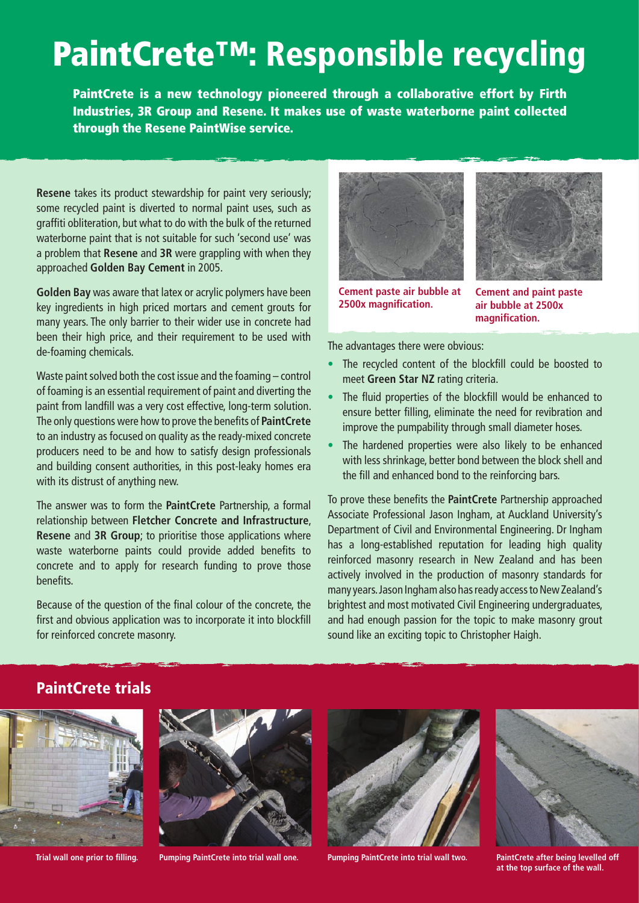# PaintCrete™: Responsible recycling

**PaintCrete is a new technology pioneered through a collaborative effort by Firth Industries, 3R Group and Resene. It makes use of waste waterborne paint collected through the Resene PaintWise service.**

**Resene** takes its product stewardship for paint very seriously; some recycled paint is diverted to normal paint uses, such as graffiti obliteration, but what to do with the bulk of the returned waterborne paint that is not suitable for such 'second use' was a problem that **Resene** and **3R** were grappling with when they approached **Golden Bay Cement** in 2005.

**Golden Bay** was aware that latex or acrylic polymers have been key ingredients in high priced mortars and cement grouts for many years. The only barrier to their wider use in concrete had been their high price, and their requirement to be used with de-foaming chemicals.

Waste paint solved both the cost issue and the foaming – control of foaming is an essential requirement of paint and diverting the paint from landfill was a very cost effective, long-term solution. The only questions were how to prove the benefits of **PaintCrete** to an industry as focused on quality as the ready-mixed concrete producers need to be and how to satisfy design professionals and building consent authorities, in this post-leaky homes era with its distrust of anything new.

The answer was to form the **PaintCrete** Partnership, a formal relationship between **Fletcher Concrete and Infrastructure**, **Resene** and **3R Group**; to prioritise those applications where waste waterborne paints could provide added benefits to concrete and to apply for research funding to prove those benefits.

Because of the question of the final colour of the concrete, the first and obvious application was to incorporate it into blockfill for reinforced concrete masonry.

**Cement paste air bubble at 2500x magnification.**

**Cement and paint paste air bubble at 2500x magnification.**

The advantages there were obvious:

- The recycled content of the blockfill could be boosted to meet **Green Star NZ** rating criteria.
- The fluid properties of the blockfill would be enhanced to ensure better filling, eliminate the need for revibration and improve the pumpability through small diameter hoses.
- The hardened properties were also likely to be enhanced with less shrinkage, better bond between the block shell and the fill and enhanced bond to the reinforcing bars.

To prove these benefits the **PaintCrete** Partnership approached Associate Professional Jason Ingham, at Auckland University's Department of Civil and Environmental Engineering. Dr Ingham has a long-established reputation for leading high quality reinforced masonry research in New Zealand and has been actively involved in the production of masonry standards for many years. Jason Ingham also has ready access to New Zealand's brightest and most motivated Civil Engineering undergraduates, and had enough passion for the topic to make masonry grout sound like an exciting topic to Christopher Haigh.

## PaintCrete trials

**Trial wall one prior to filling.**

**Pumping PaintCrete into trial wall one.**

**Pumping PaintCrete into trial wall two.**

**PaintCrete after being levelled off at the top surface of the wall.**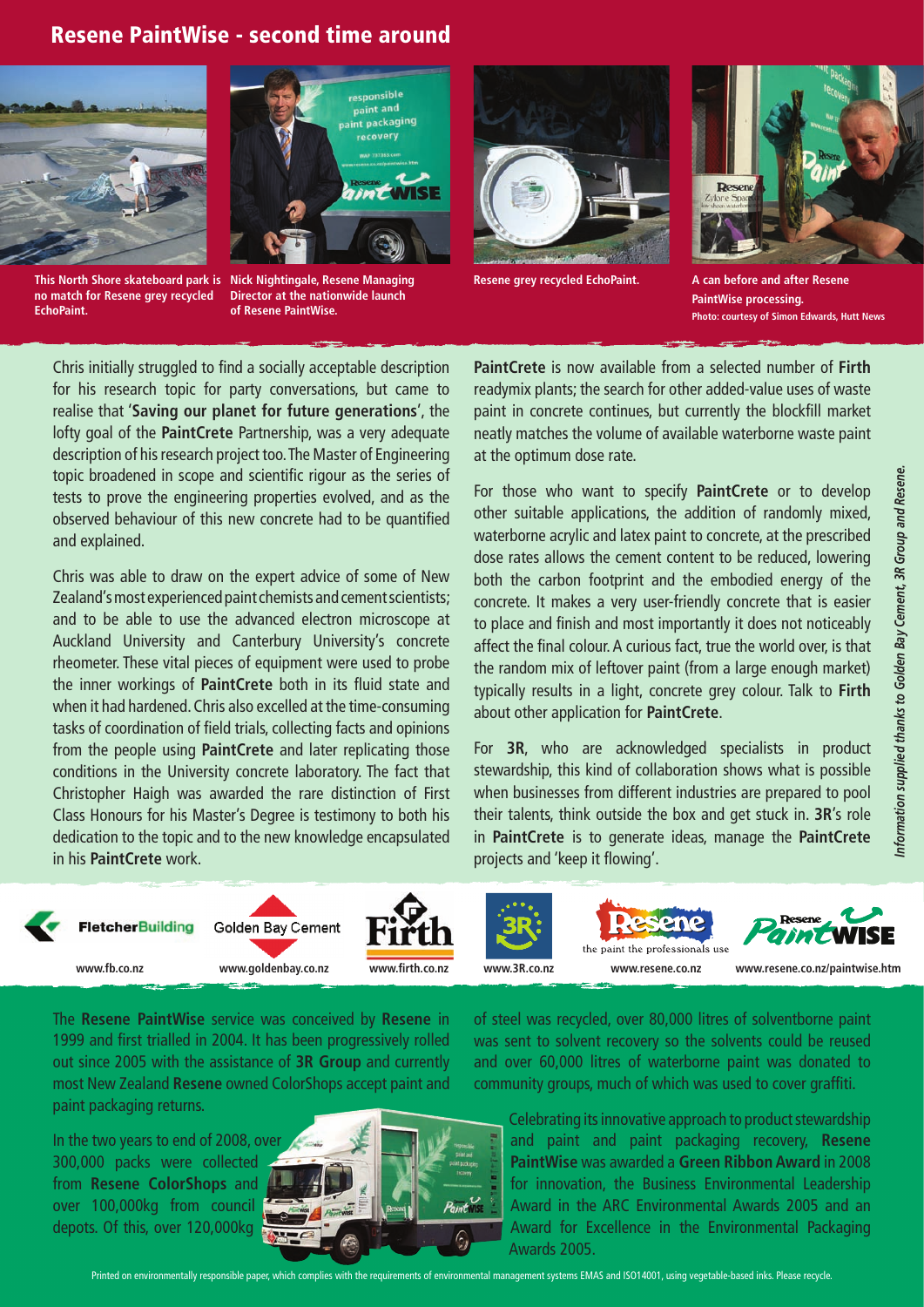## Resene PaintWise - second time around

**This North Shore skateboard park is no match for Resene grey recycled EchoPaint.**

**Nick Nightingale, Resene Managing Director at the nationwide launch of Resene PaintWise.**

**Resene grey recycled EchoPaint.**

**A can before and after Resene PaintWise processing.**
**Photo: courtesy of Simon Edwards, Hutt News**

Chris initially struggled to find a socially acceptable description for his research topic for party conversations, but came to realise that '**Saving our planet for future generations**', the lofty goal of the **PaintCrete** Partnership, was a very adequate description of his research project too. The Master of Engineering topic broadened in scope and scientific rigour as the series of tests to prove the engineering properties evolved, and as the observed behaviour of this new concrete had to be quantified and explained.

Chris was able to draw on the expert advice of some of New Zealand's most experienced paint chemists and cement scientists; and to be able to use the advanced electron microscope at Auckland University and Canterbury University's concrete rheometer. These vital pieces of equipment were used to probe the inner workings of **PaintCrete** both in its fluid state and when it had hardened. Chris also excelled at the time-consuming tasks of coordination of field trials, collecting facts and opinions from the people using **PaintCrete** and later replicating those conditions in the University concrete laboratory. The fact that Christopher Haigh was awarded the rare distinction of First Class Honours for his Master's Degree is testimony to both his dedication to the topic and to the new knowledge encapsulated in his **PaintCrete** work.

**PaintCrete** is now available from a selected number of **Firth** readymix plants; the search for other added-value uses of waste paint in concrete continues, but currently the blockfill market neatly matches the volume of available waterborne waste paint at the optimum dose rate.

For those who want to specify **PaintCrete** or to develop other suitable applications, the addition of randomly mixed, waterborne acrylic and latex paint to concrete, at the prescribed dose rates allows the cement content to be reduced, lowering both the carbon footprint and the embodied energy of the concrete. It makes a very user-friendly concrete that is easier to place and finish and most importantly it does not noticeably affect the final colour. A curious fact, true the world over, is that the random mix of leftover paint (from a large enough market) typically results in a light, concrete grey colour. Talk to **Firth** about other application for **PaintCrete**.

For **3R**, who are acknowledged specialists in product stewardship, this kind of collaboration shows what is possible when businesses from different industries are prepared to pool their talents, think outside the box and get stuck in. **3R**'s role in **PaintCrete** is to generate ideas, manage the **PaintCrete** projects and 'keep it flowing'.

*Information supplied thanks to Golden Bay Cement, 3R Group and Resene.*

FletcherBuilding — www.fb.co.nz
Golden Bay Cement — www.goldenbay.co.nz
Firth — www.firth.co.nz
3R — www.3R.co.nz
Resene the paint the professionals use — www.resene.co.nz
Resene PaintWISE — www.resene.co.nz/paintwise.htm

The **Resene PaintWise** service was conceived by **Resene** in 1999 and first trialled in 2004. It has been progressively rolled out since 2005 with the assistance of **3R Group** and currently most New Zealand **Resene** owned ColorShops accept paint and paint packaging returns.

In the two years to end of 2008, over 300,000 packs were collected from **Resene ColorShops** and over 100,000kg from council depots. Of this, over 120,000kg of steel was recycled, over 80,000 litres of solventborne paint was sent to solvent recovery so the solvents could be reused and over 60,000 litres of waterborne paint was donated to community groups, much of which was used to cover graffiti.

Celebrating its innovative approach to product stewardship and paint and paint packaging recovery, **Resene PaintWise** was awarded a **Green Ribbon Award** in 2008 for innovation, the Business Environmental Leadership Award in the ARC Environmental Awards 2005 and an Award for Excellence in the Environmental Packaging Awards 2005.

Printed on environmentally responsible paper, which complies with the requirements of environmental management systems EMAS and ISO14001, using vegetable-based inks. Please recycle.